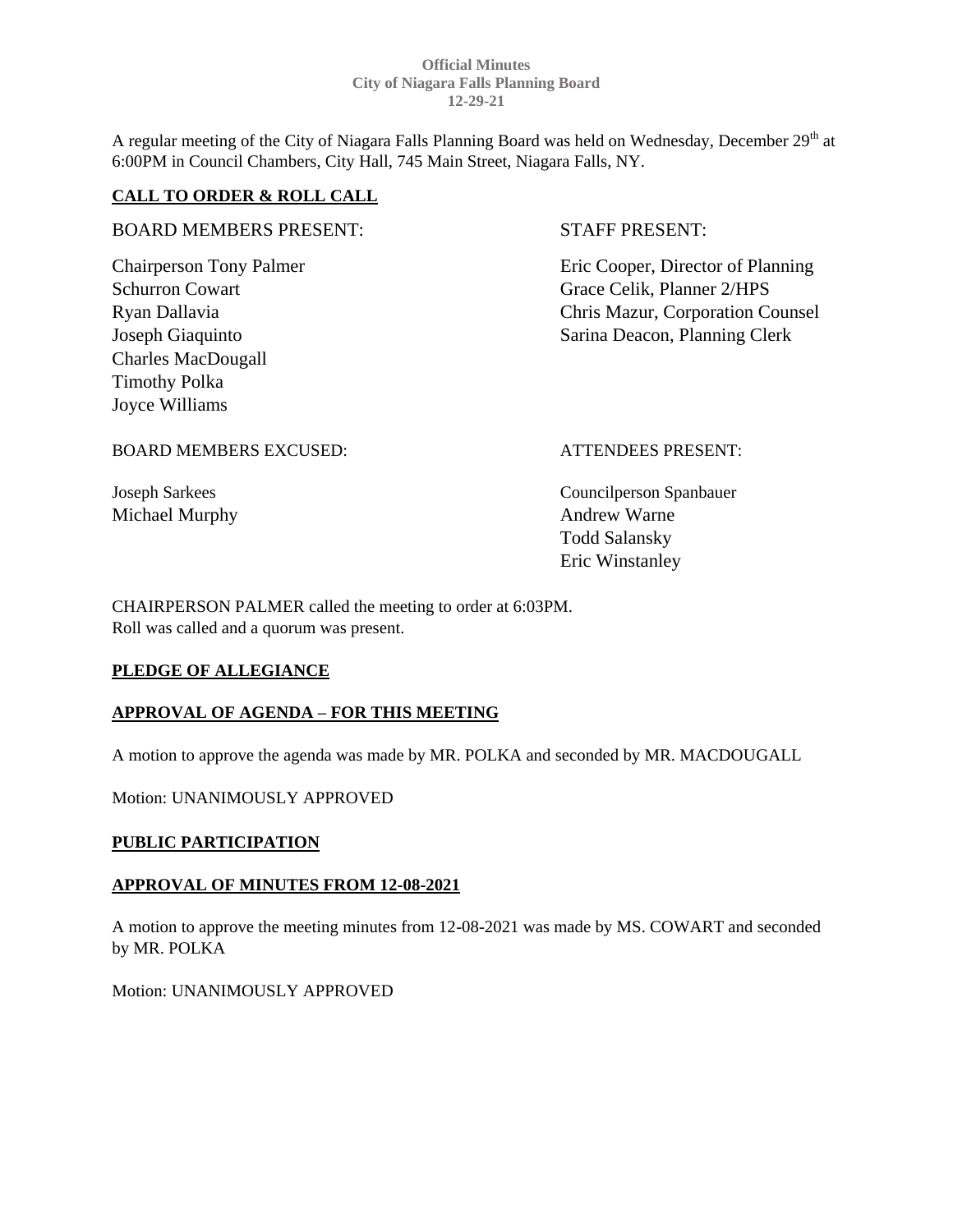**Official Minutes**
**City of Niagara Falls Planning Board**
**12-29-21**

A regular meeting of the City of Niagara Falls Planning Board was held on Wednesday, December 29th at 6:00PM in Council Chambers, City Hall, 745 Main Street, Niagara Falls, NY.

## CALL TO ORDER & ROLL CALL

BOARD MEMBERS PRESENT:

Chairperson Tony Palmer
Schurron Cowart
Ryan Dallavia
Joseph Giaquinto
Charles MacDougall
Timothy Polka
Joyce Williams

STAFF PRESENT:

Eric Cooper, Director of Planning
Grace Celik, Planner 2/HPS
Chris Mazur, Corporation Counsel
Sarina Deacon, Planning Clerk

BOARD MEMBERS EXCUSED:

Joseph Sarkees
Michael Murphy

ATTENDEES PRESENT:

Councilperson Spanbauer
Andrew Warne
Todd Salansky
Eric Winstanley

CHAIRPERSON PALMER called the meeting to order at 6:03PM.
Roll was called and a quorum was present.

## PLEDGE OF ALLEGIANCE

## APPROVAL OF AGENDA – FOR THIS MEETING

A motion to approve the agenda was made by MR. POLKA and seconded by MR. MACDOUGALL

Motion: UNANIMOUSLY APPROVED

## PUBLIC PARTICIPATION

## APPROVAL OF MINUTES FROM 12-08-2021

A motion to approve the meeting minutes from 12-08-2021 was made by MS. COWART and seconded by MR. POLKA

Motion: UNANIMOUSLY APPROVED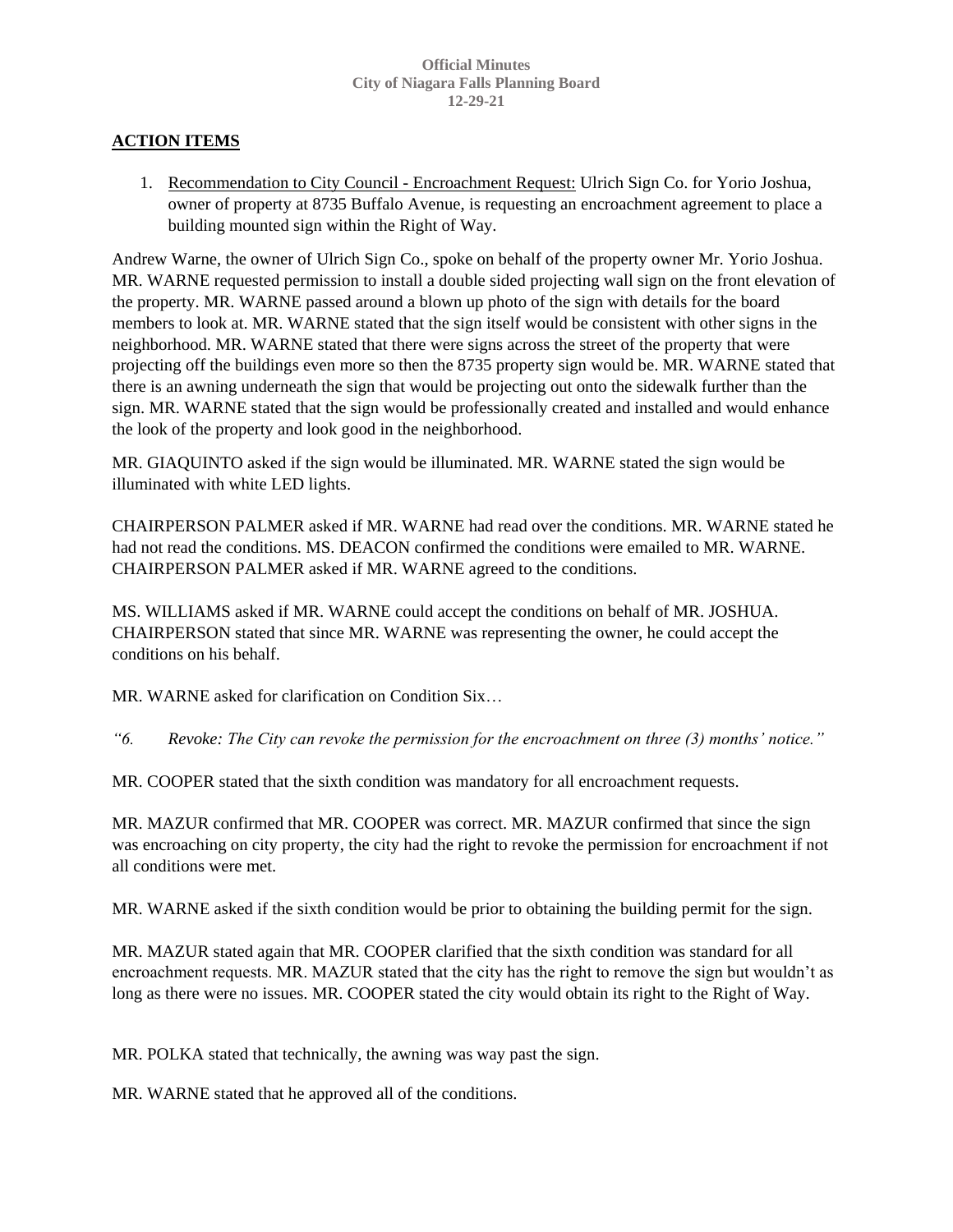## ACTION ITEMS

1. Recommendation to City Council - Encroachment Request: Ulrich Sign Co. for Yorio Joshua, owner of property at 8735 Buffalo Avenue, is requesting an encroachment agreement to place a building mounted sign within the Right of Way.

Andrew Warne, the owner of Ulrich Sign Co., spoke on behalf of the property owner Mr. Yorio Joshua. MR. WARNE requested permission to install a double sided projecting wall sign on the front elevation of the property. MR. WARNE passed around a blown up photo of the sign with details for the board members to look at. MR. WARNE stated that the sign itself would be consistent with other signs in the neighborhood. MR. WARNE stated that there were signs across the street of the property that were projecting off the buildings even more so then the 8735 property sign would be. MR. WARNE stated that there is an awning underneath the sign that would be projecting out onto the sidewalk further than the sign. MR. WARNE stated that the sign would be professionally created and installed and would enhance the look of the property and look good in the neighborhood.

MR. GIAQUINTO asked if the sign would be illuminated. MR. WARNE stated the sign would be illuminated with white LED lights.

CHAIRPERSON PALMER asked if MR. WARNE had read over the conditions. MR. WARNE stated he had not read the conditions. MS. DEACON confirmed the conditions were emailed to MR. WARNE. CHAIRPERSON PALMER asked if MR. WARNE agreed to the conditions.

MS. WILLIAMS asked if MR. WARNE could accept the conditions on behalf of MR. JOSHUA. CHAIRPERSON stated that since MR. WARNE was representing the owner, he could accept the conditions on his behalf.

MR. WARNE asked for clarification on Condition Six…

*"6. Revoke: The City can revoke the permission for the encroachment on three (3) months' notice."*

MR. COOPER stated that the sixth condition was mandatory for all encroachment requests.

MR. MAZUR confirmed that MR. COOPER was correct. MR. MAZUR confirmed that since the sign was encroaching on city property, the city had the right to revoke the permission for encroachment if not all conditions were met.

MR. WARNE asked if the sixth condition would be prior to obtaining the building permit for the sign.

MR. MAZUR stated again that MR. COOPER clarified that the sixth condition was standard for all encroachment requests. MR. MAZUR stated that the city has the right to remove the sign but wouldn't as long as there were no issues. MR. COOPER stated the city would obtain its right to the Right of Way.

MR. POLKA stated that technically, the awning was way past the sign.

MR. WARNE stated that he approved all of the conditions.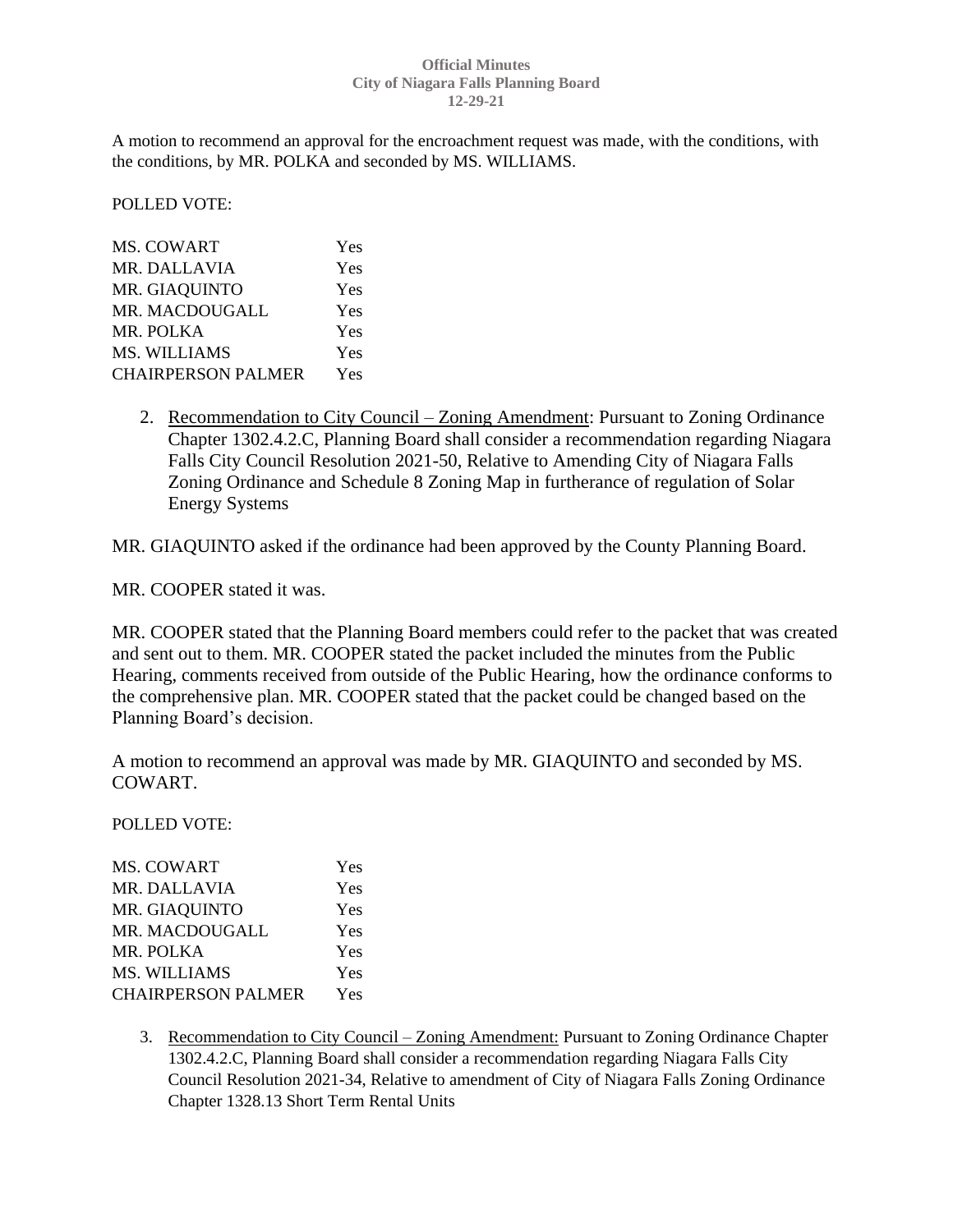A motion to recommend an approval for the encroachment request was made, with the conditions, with the conditions, by MR. POLKA and seconded by MS. WILLIAMS.

POLLED VOTE:

| | |
|---|---|
| MS. COWART | Yes |
| MR. DALLAVIA | Yes |
| MR. GIAQUINTO | Yes |
| MR. MACDOUGALL | Yes |
| MR. POLKA | Yes |
| MS. WILLIAMS | Yes |
| CHAIRPERSON PALMER | Yes |

2. Recommendation to City Council – Zoning Amendment: Pursuant to Zoning Ordinance Chapter 1302.4.2.C, Planning Board shall consider a recommendation regarding Niagara Falls City Council Resolution 2021-50, Relative to Amending City of Niagara Falls Zoning Ordinance and Schedule 8 Zoning Map in furtherance of regulation of Solar Energy Systems

MR. GIAQUINTO asked if the ordinance had been approved by the County Planning Board.

MR. COOPER stated it was.

MR. COOPER stated that the Planning Board members could refer to the packet that was created and sent out to them. MR. COOPER stated the packet included the minutes from the Public Hearing, comments received from outside of the Public Hearing, how the ordinance conforms to the comprehensive plan. MR. COOPER stated that the packet could be changed based on the Planning Board's decision.

A motion to recommend an approval was made by MR. GIAQUINTO and seconded by MS. COWART.

POLLED VOTE:

| | |
|---|---|
| MS. COWART | Yes |
| MR. DALLAVIA | Yes |
| MR. GIAQUINTO | Yes |
| MR. MACDOUGALL | Yes |
| MR. POLKA | Yes |
| MS. WILLIAMS | Yes |
| CHAIRPERSON PALMER | Yes |

3. Recommendation to City Council – Zoning Amendment: Pursuant to Zoning Ordinance Chapter 1302.4.2.C, Planning Board shall consider a recommendation regarding Niagara Falls City Council Resolution 2021-34, Relative to amendment of City of Niagara Falls Zoning Ordinance Chapter 1328.13 Short Term Rental Units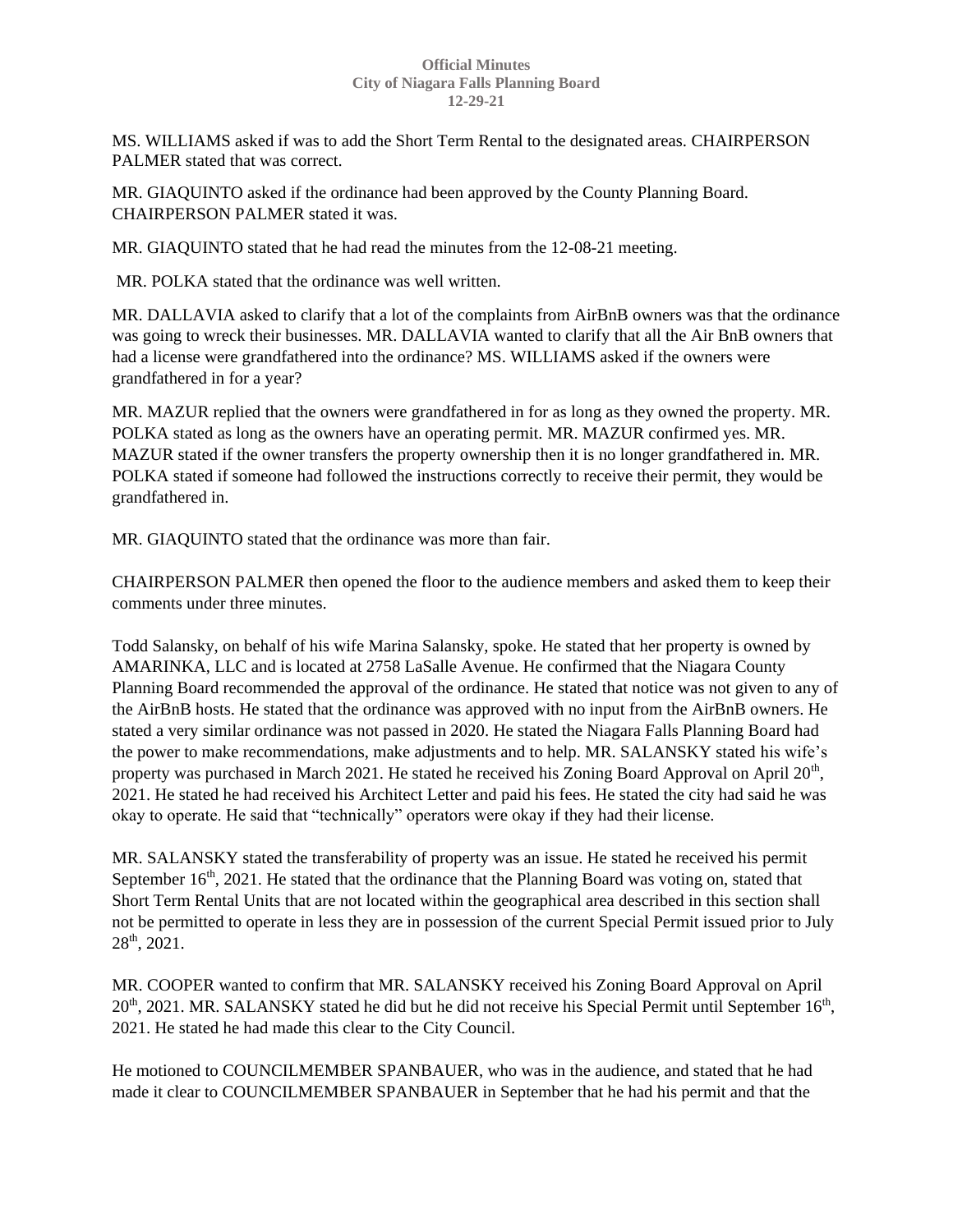MS. WILLIAMS asked if was to add the Short Term Rental to the designated areas. CHAIRPERSON PALMER stated that was correct.

MR. GIAQUINTO asked if the ordinance had been approved by the County Planning Board. CHAIRPERSON PALMER stated it was.

MR. GIAQUINTO stated that he had read the minutes from the 12-08-21 meeting.

MR. POLKA stated that the ordinance was well written.

MR. DALLAVIA asked to clarify that a lot of the complaints from AirBnB owners was that the ordinance was going to wreck their businesses. MR. DALLAVIA wanted to clarify that all the Air BnB owners that had a license were grandfathered into the ordinance? MS. WILLIAMS asked if the owners were grandfathered in for a year?

MR. MAZUR replied that the owners were grandfathered in for as long as they owned the property. MR. POLKA stated as long as the owners have an operating permit. MR. MAZUR confirmed yes. MR. MAZUR stated if the owner transfers the property ownership then it is no longer grandfathered in. MR. POLKA stated if someone had followed the instructions correctly to receive their permit, they would be grandfathered in.

MR. GIAQUINTO stated that the ordinance was more than fair.

CHAIRPERSON PALMER then opened the floor to the audience members and asked them to keep their comments under three minutes.

Todd Salansky, on behalf of his wife Marina Salansky, spoke. He stated that her property is owned by AMARINKA, LLC and is located at 2758 LaSalle Avenue. He confirmed that the Niagara County Planning Board recommended the approval of the ordinance. He stated that notice was not given to any of the AirBnB hosts. He stated that the ordinance was approved with no input from the AirBnB owners. He stated a very similar ordinance was not passed in 2020. He stated the Niagara Falls Planning Board had the power to make recommendations, make adjustments and to help. MR. SALANSKY stated his wife's property was purchased in March 2021. He stated he received his Zoning Board Approval on April 20th, 2021. He stated he had received his Architect Letter and paid his fees. He stated the city had said he was okay to operate. He said that "technically" operators were okay if they had their license.

MR. SALANSKY stated the transferability of property was an issue. He stated he received his permit September 16th, 2021. He stated that the ordinance that the Planning Board was voting on, stated that Short Term Rental Units that are not located within the geographical area described in this section shall not be permitted to operate in less they are in possession of the current Special Permit issued prior to July 28th, 2021.

MR. COOPER wanted to confirm that MR. SALANSKY received his Zoning Board Approval on April 20th, 2021. MR. SALANSKY stated he did but he did not receive his Special Permit until September 16th, 2021. He stated he had made this clear to the City Council.

He motioned to COUNCILMEMBER SPANBAUER, who was in the audience, and stated that he had made it clear to COUNCILMEMBER SPANBAUER in September that he had his permit and that the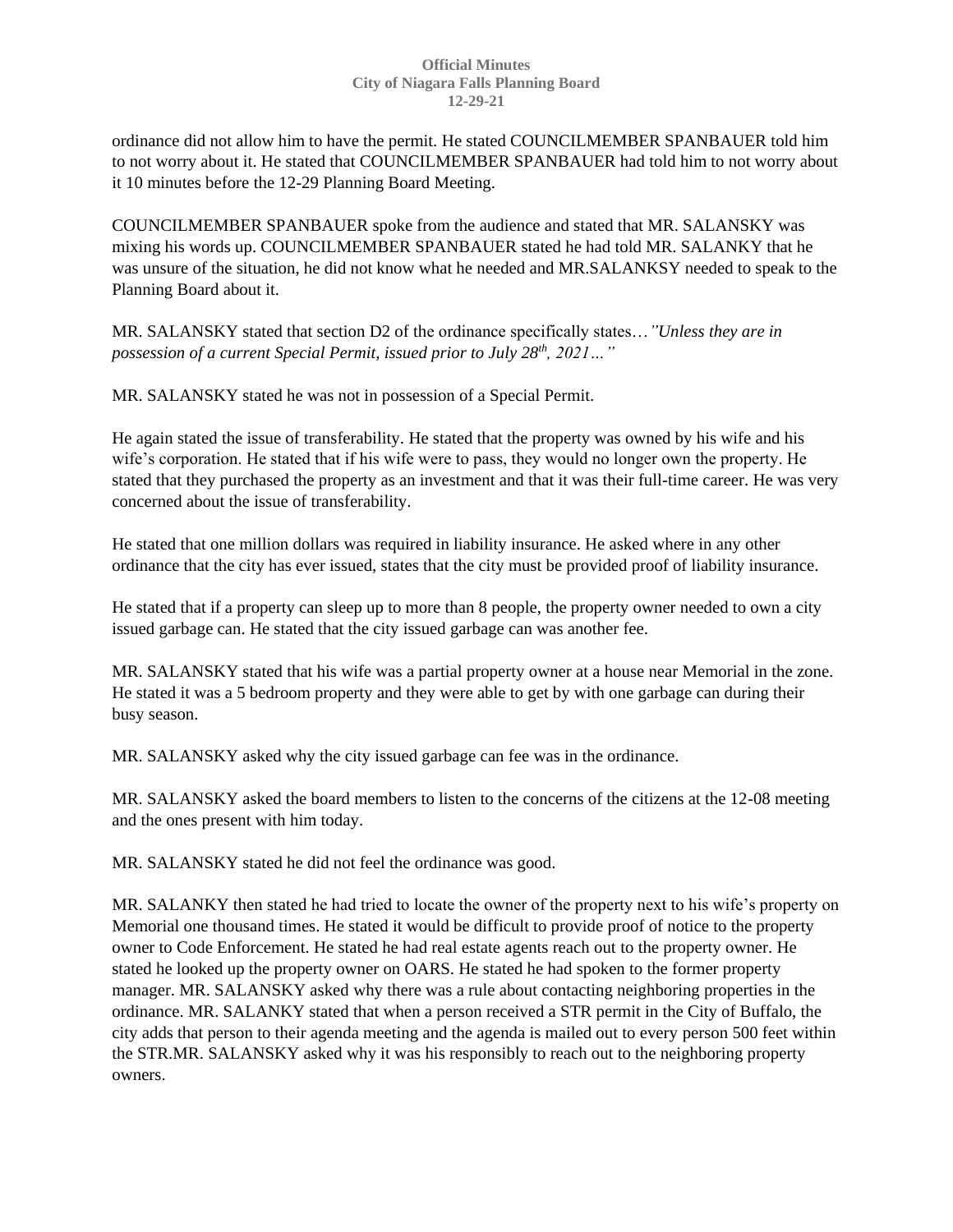ordinance did not allow him to have the permit. He stated COUNCILMEMBER SPANBAUER told him to not worry about it. He stated that COUNCILMEMBER SPANBAUER had told him to not worry about it 10 minutes before the 12-29 Planning Board Meeting.

COUNCILMEMBER SPANBAUER spoke from the audience and stated that MR. SALANSKY was mixing his words up. COUNCILMEMBER SPANBAUER stated he had told MR. SALANKY that he was unsure of the situation, he did not know what he needed and MR.SALANKSY needed to speak to the Planning Board about it.

MR. SALANSKY stated that section D2 of the ordinance specifically states…*"Unless they are in possession of a current Special Permit, issued prior to July 28th, 2021…"*

MR. SALANSKY stated he was not in possession of a Special Permit.

He again stated the issue of transferability. He stated that the property was owned by his wife and his wife's corporation. He stated that if his wife were to pass, they would no longer own the property. He stated that they purchased the property as an investment and that it was their full-time career. He was very concerned about the issue of transferability.

He stated that one million dollars was required in liability insurance. He asked where in any other ordinance that the city has ever issued, states that the city must be provided proof of liability insurance.

He stated that if a property can sleep up to more than 8 people, the property owner needed to own a city issued garbage can. He stated that the city issued garbage can was another fee.

MR. SALANSKY stated that his wife was a partial property owner at a house near Memorial in the zone. He stated it was a 5 bedroom property and they were able to get by with one garbage can during their busy season.

MR. SALANSKY asked why the city issued garbage can fee was in the ordinance.

MR. SALANSKY asked the board members to listen to the concerns of the citizens at the 12-08 meeting and the ones present with him today.

MR. SALANSKY stated he did not feel the ordinance was good.

MR. SALANKY then stated he had tried to locate the owner of the property next to his wife's property on Memorial one thousand times. He stated it would be difficult to provide proof of notice to the property owner to Code Enforcement. He stated he had real estate agents reach out to the property owner. He stated he looked up the property owner on OARS. He stated he had spoken to the former property manager. MR. SALANSKY asked why there was a rule about contacting neighboring properties in the ordinance. MR. SALANKY stated that when a person received a STR permit in the City of Buffalo, the city adds that person to their agenda meeting and the agenda is mailed out to every person 500 feet within the STR.MR. SALANSKY asked why it was his responsibly to reach out to the neighboring property owners.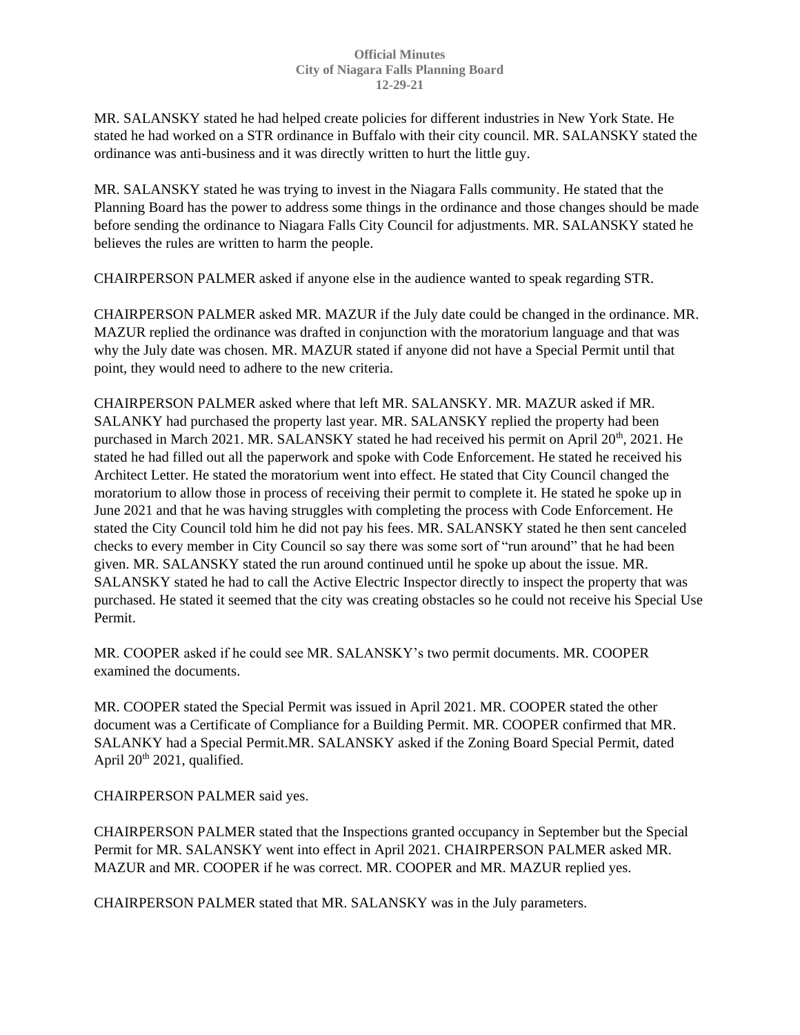MR. SALANSKY stated he had helped create policies for different industries in New York State. He stated he had worked on a STR ordinance in Buffalo with their city council. MR. SALANSKY stated the ordinance was anti-business and it was directly written to hurt the little guy.

MR. SALANSKY stated he was trying to invest in the Niagara Falls community. He stated that the Planning Board has the power to address some things in the ordinance and those changes should be made before sending the ordinance to Niagara Falls City Council for adjustments. MR. SALANSKY stated he believes the rules are written to harm the people.

CHAIRPERSON PALMER asked if anyone else in the audience wanted to speak regarding STR.

CHAIRPERSON PALMER asked MR. MAZUR if the July date could be changed in the ordinance. MR. MAZUR replied the ordinance was drafted in conjunction with the moratorium language and that was why the July date was chosen. MR. MAZUR stated if anyone did not have a Special Permit until that point, they would need to adhere to the new criteria.

CHAIRPERSON PALMER asked where that left MR. SALANSKY. MR. MAZUR asked if MR. SALANKY had purchased the property last year. MR. SALANSKY replied the property had been purchased in March 2021. MR. SALANSKY stated he had received his permit on April 20th, 2021. He stated he had filled out all the paperwork and spoke with Code Enforcement. He stated he received his Architect Letter. He stated the moratorium went into effect. He stated that City Council changed the moratorium to allow those in process of receiving their permit to complete it. He stated he spoke up in June 2021 and that he was having struggles with completing the process with Code Enforcement. He stated the City Council told him he did not pay his fees. MR. SALANSKY stated he then sent canceled checks to every member in City Council so say there was some sort of "run around" that he had been given. MR. SALANSKY stated the run around continued until he spoke up about the issue. MR. SALANSKY stated he had to call the Active Electric Inspector directly to inspect the property that was purchased. He stated it seemed that the city was creating obstacles so he could not receive his Special Use Permit.

MR. COOPER asked if he could see MR. SALANSKY's two permit documents. MR. COOPER examined the documents.

MR. COOPER stated the Special Permit was issued in April 2021. MR. COOPER stated the other document was a Certificate of Compliance for a Building Permit. MR. COOPER confirmed that MR. SALANKY had a Special Permit.MR. SALANSKY asked if the Zoning Board Special Permit, dated April 20th 2021, qualified.

CHAIRPERSON PALMER said yes.

CHAIRPERSON PALMER stated that the Inspections granted occupancy in September but the Special Permit for MR. SALANSKY went into effect in April 2021. CHAIRPERSON PALMER asked MR. MAZUR and MR. COOPER if he was correct. MR. COOPER and MR. MAZUR replied yes.

CHAIRPERSON PALMER stated that MR. SALANSKY was in the July parameters.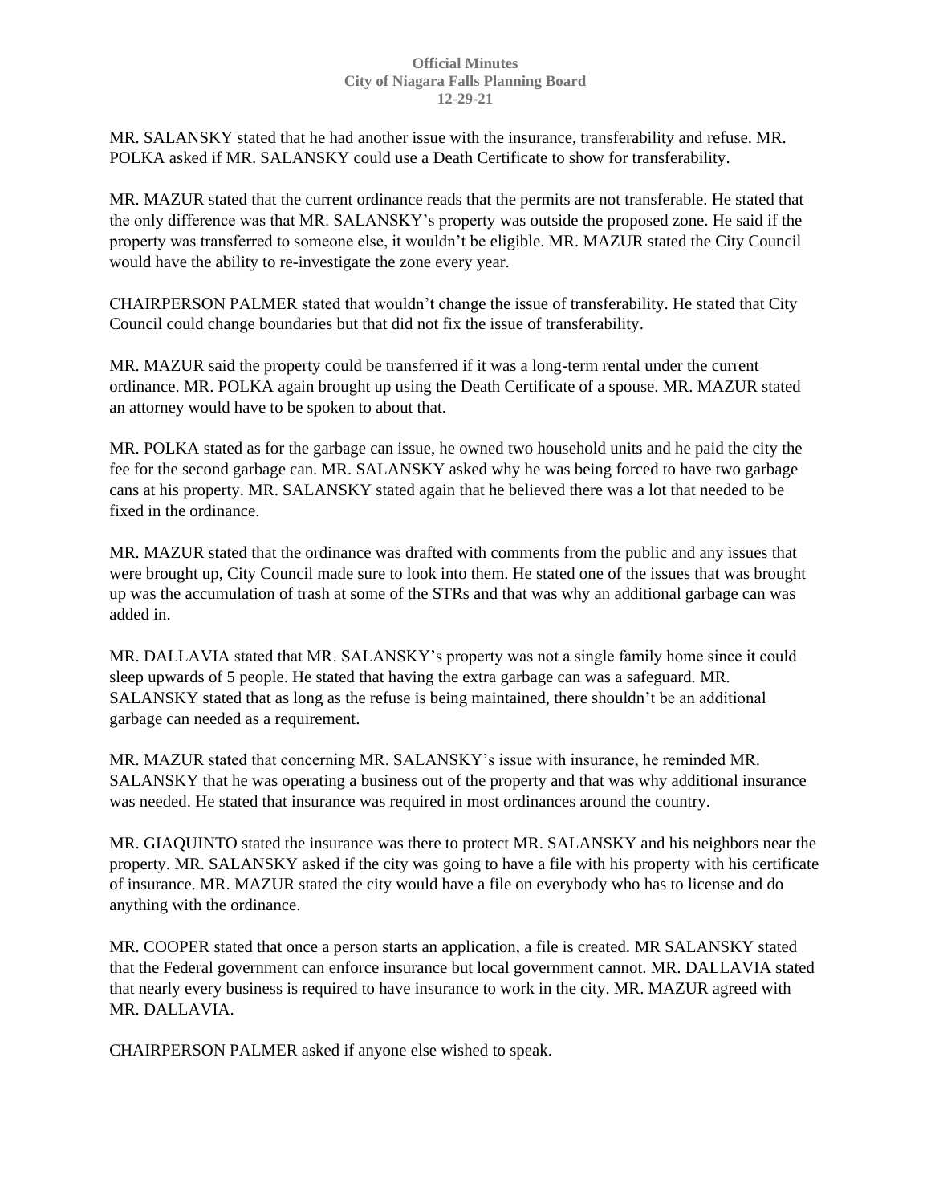MR. SALANSKY stated that he had another issue with the insurance, transferability and refuse. MR. POLKA asked if MR. SALANSKY could use a Death Certificate to show for transferability.

MR. MAZUR stated that the current ordinance reads that the permits are not transferable. He stated that the only difference was that MR. SALANSKY's property was outside the proposed zone. He said if the property was transferred to someone else, it wouldn't be eligible. MR. MAZUR stated the City Council would have the ability to re-investigate the zone every year.

CHAIRPERSON PALMER stated that wouldn't change the issue of transferability. He stated that City Council could change boundaries but that did not fix the issue of transferability.

MR. MAZUR said the property could be transferred if it was a long-term rental under the current ordinance. MR. POLKA again brought up using the Death Certificate of a spouse. MR. MAZUR stated an attorney would have to be spoken to about that.

MR. POLKA stated as for the garbage can issue, he owned two household units and he paid the city the fee for the second garbage can. MR. SALANSKY asked why he was being forced to have two garbage cans at his property. MR. SALANSKY stated again that he believed there was a lot that needed to be fixed in the ordinance.

MR. MAZUR stated that the ordinance was drafted with comments from the public and any issues that were brought up, City Council made sure to look into them. He stated one of the issues that was brought up was the accumulation of trash at some of the STRs and that was why an additional garbage can was added in.

MR. DALLAVIA stated that MR. SALANSKY's property was not a single family home since it could sleep upwards of 5 people. He stated that having the extra garbage can was a safeguard. MR. SALANSKY stated that as long as the refuse is being maintained, there shouldn't be an additional garbage can needed as a requirement.

MR. MAZUR stated that concerning MR. SALANSKY's issue with insurance, he reminded MR. SALANSKY that he was operating a business out of the property and that was why additional insurance was needed. He stated that insurance was required in most ordinances around the country.

MR. GIAQUINTO stated the insurance was there to protect MR. SALANSKY and his neighbors near the property. MR. SALANSKY asked if the city was going to have a file with his property with his certificate of insurance. MR. MAZUR stated the city would have a file on everybody who has to license and do anything with the ordinance.

MR. COOPER stated that once a person starts an application, a file is created. MR SALANSKY stated that the Federal government can enforce insurance but local government cannot. MR. DALLAVIA stated that nearly every business is required to have insurance to work in the city. MR. MAZUR agreed with MR. DALLAVIA.

CHAIRPERSON PALMER asked if anyone else wished to speak.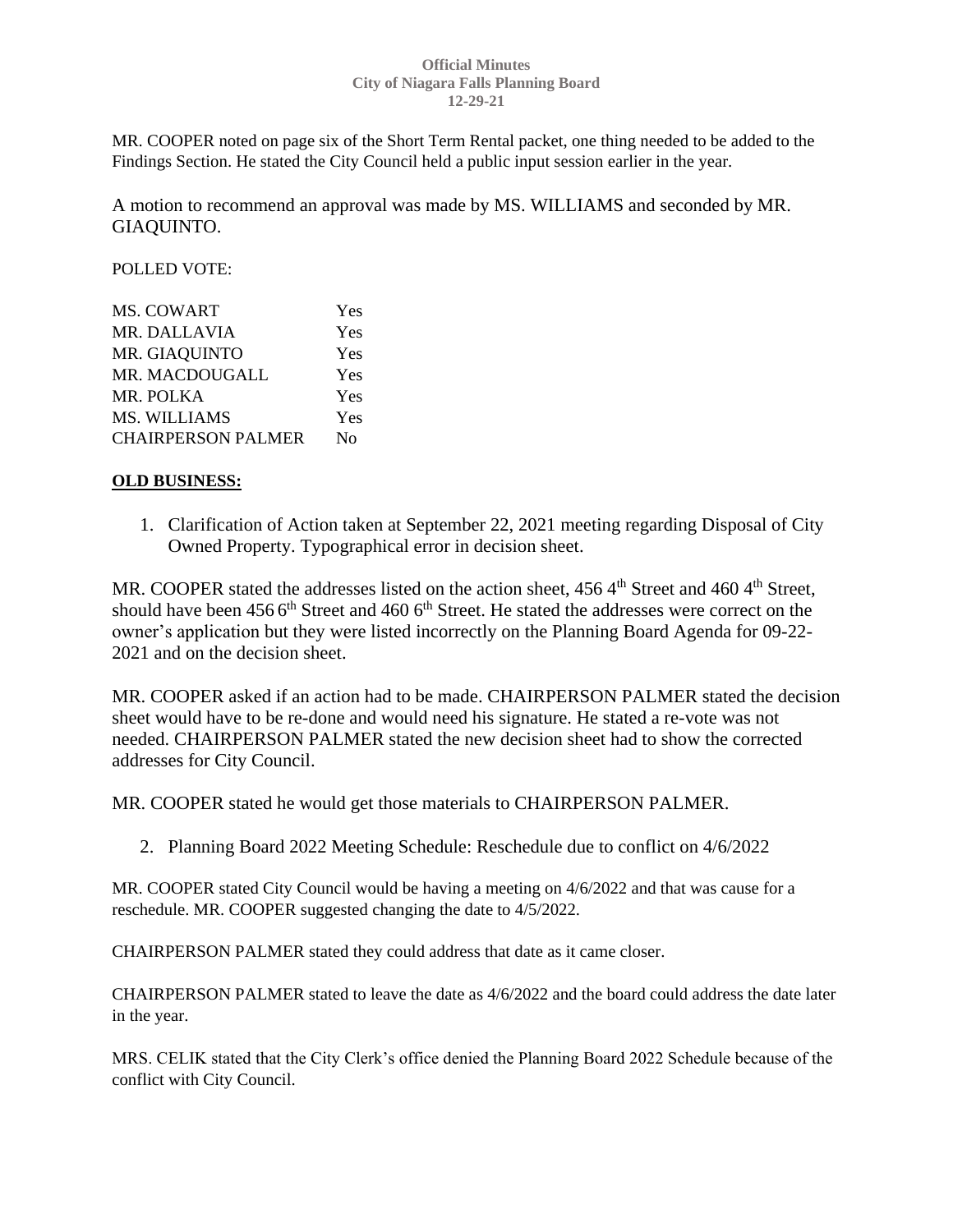MR. COOPER noted on page six of the Short Term Rental packet, one thing needed to be added to the Findings Section. He stated the City Council held a public input session earlier in the year.

A motion to recommend an approval was made by MS. WILLIAMS and seconded by MR. GIAQUINTO.

POLLED VOTE:

| | |
|---|---|
| MS. COWART | Yes |
| MR. DALLAVIA | Yes |
| MR. GIAQUINTO | Yes |
| MR. MACDOUGALL | Yes |
| MR. POLKA | Yes |
| MS. WILLIAMS | Yes |
| CHAIRPERSON PALMER | No |

**OLD BUSINESS:**

1. Clarification of Action taken at September 22, 2021 meeting regarding Disposal of City Owned Property. Typographical error in decision sheet.

MR. COOPER stated the addresses listed on the action sheet, 456 4th Street and 460 4th Street, should have been 456 6th Street and 460 6th Street. He stated the addresses were correct on the owner's application but they were listed incorrectly on the Planning Board Agenda for 09-22-2021 and on the decision sheet.

MR. COOPER asked if an action had to be made. CHAIRPERSON PALMER stated the decision sheet would have to be re-done and would need his signature. He stated a re-vote was not needed. CHAIRPERSON PALMER stated the new decision sheet had to show the corrected addresses for City Council.

MR. COOPER stated he would get those materials to CHAIRPERSON PALMER.

2. Planning Board 2022 Meeting Schedule: Reschedule due to conflict on 4/6/2022

MR. COOPER stated City Council would be having a meeting on 4/6/2022 and that was cause for a reschedule. MR. COOPER suggested changing the date to 4/5/2022.

CHAIRPERSON PALMER stated they could address that date as it came closer.

CHAIRPERSON PALMER stated to leave the date as 4/6/2022 and the board could address the date later in the year.

MRS. CELIK stated that the City Clerk's office denied the Planning Board 2022 Schedule because of the conflict with City Council.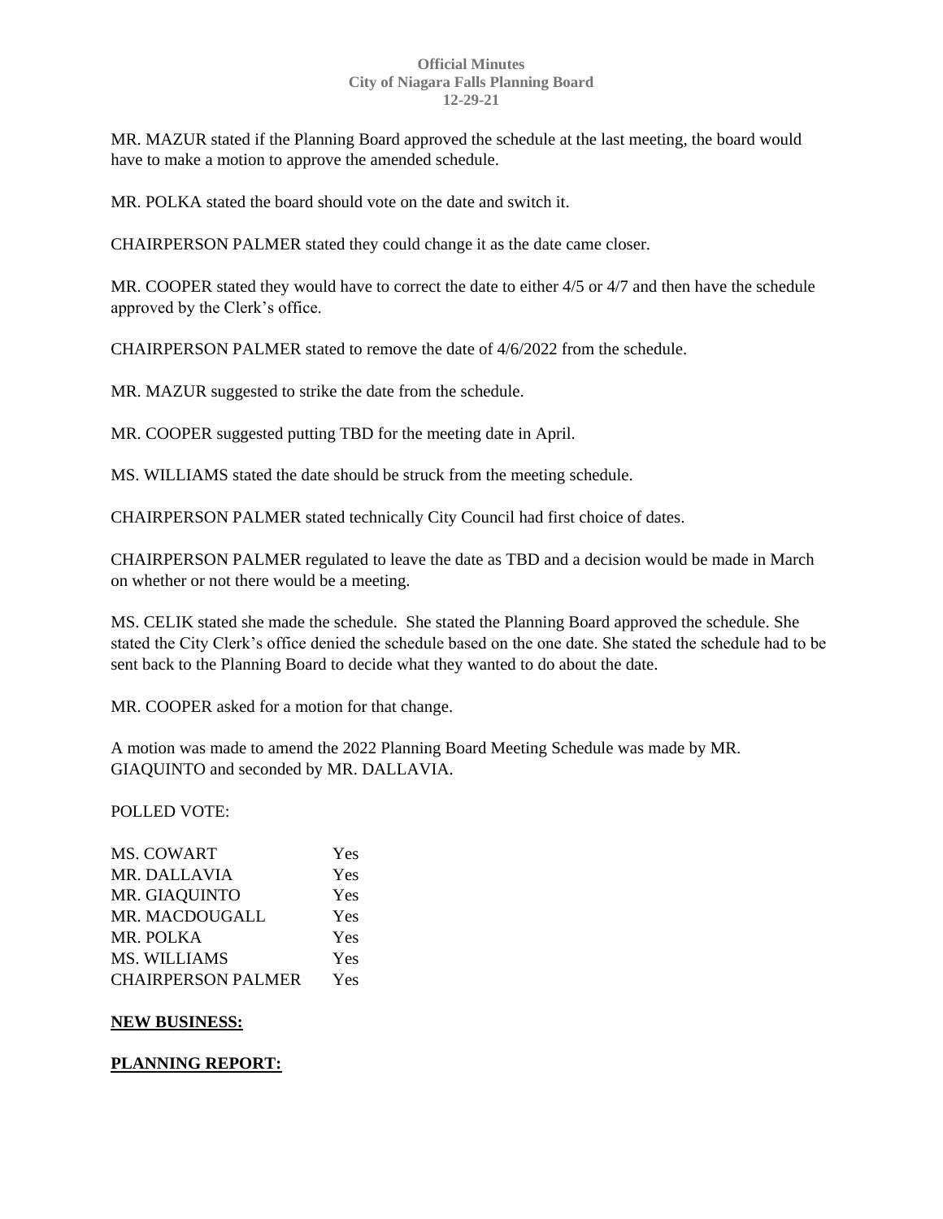MR. MAZUR stated if the Planning Board approved the schedule at the last meeting, the board would have to make a motion to approve the amended schedule.

MR. POLKA stated the board should vote on the date and switch it.

CHAIRPERSON PALMER stated they could change it as the date came closer.

MR. COOPER stated they would have to correct the date to either 4/5 or 4/7 and then have the schedule approved by the Clerk's office.

CHAIRPERSON PALMER stated to remove the date of 4/6/2022 from the schedule.

MR. MAZUR suggested to strike the date from the schedule.

MR. COOPER suggested putting TBD for the meeting date in April.

MS. WILLIAMS stated the date should be struck from the meeting schedule.

CHAIRPERSON PALMER stated technically City Council had first choice of dates.

CHAIRPERSON PALMER regulated to leave the date as TBD and a decision would be made in March on whether or not there would be a meeting.

MS. CELIK stated she made the schedule. She stated the Planning Board approved the schedule. She stated the City Clerk's office denied the schedule based on the one date. She stated the schedule had to be sent back to the Planning Board to decide what they wanted to do about the date.

MR. COOPER asked for a motion for that change.

A motion was made to amend the 2022 Planning Board Meeting Schedule was made by MR. GIAQUINTO and seconded by MR. DALLAVIA.

POLLED VOTE:

| | |
|---|---|
| MS. COWART | Yes |
| MR. DALLAVIA | Yes |
| MR. GIAQUINTO | Yes |
| MR. MACDOUGALL | Yes |
| MR. POLKA | Yes |
| MS. WILLIAMS | Yes |
| CHAIRPERSON PALMER | Yes |

**NEW BUSINESS:**

**PLANNING REPORT:**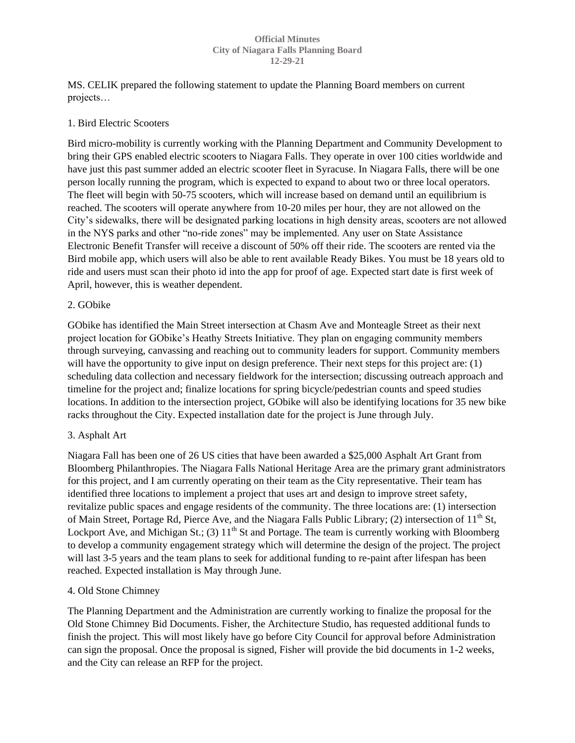MS. CELIK prepared the following statement to update the Planning Board members on current projects…

1. Bird Electric Scooters

Bird micro-mobility is currently working with the Planning Department and Community Development to bring their GPS enabled electric scooters to Niagara Falls. They operate in over 100 cities worldwide and have just this past summer added an electric scooter fleet in Syracuse. In Niagara Falls, there will be one person locally running the program, which is expected to expand to about two or three local operators. The fleet will begin with 50-75 scooters, which will increase based on demand until an equilibrium is reached. The scooters will operate anywhere from 10-20 miles per hour, they are not allowed on the City's sidewalks, there will be designated parking locations in high density areas, scooters are not allowed in the NYS parks and other "no-ride zones" may be implemented. Any user on State Assistance Electronic Benefit Transfer will receive a discount of 50% off their ride. The scooters are rented via the Bird mobile app, which users will also be able to rent available Ready Bikes. You must be 18 years old to ride and users must scan their photo id into the app for proof of age. Expected start date is first week of April, however, this is weather dependent.

2. GObike

GObike has identified the Main Street intersection at Chasm Ave and Monteagle Street as their next project location for GObike's Heathy Streets Initiative. They plan on engaging community members through surveying, canvassing and reaching out to community leaders for support. Community members will have the opportunity to give input on design preference. Their next steps for this project are: (1) scheduling data collection and necessary fieldwork for the intersection; discussing outreach approach and timeline for the project and; finalize locations for spring bicycle/pedestrian counts and speed studies locations. In addition to the intersection project, GObike will also be identifying locations for 35 new bike racks throughout the City. Expected installation date for the project is June through July.

3. Asphalt Art

Niagara Fall has been one of 26 US cities that have been awarded a $25,000 Asphalt Art Grant from Bloomberg Philanthropies. The Niagara Falls National Heritage Area are the primary grant administrators for this project, and I am currently operating on their team as the City representative. Their team has identified three locations to implement a project that uses art and design to improve street safety, revitalize public spaces and engage residents of the community. The three locations are: (1) intersection of Main Street, Portage Rd, Pierce Ave, and the Niagara Falls Public Library; (2) intersection of 11th St, Lockport Ave, and Michigan St.; (3) 11th St and Portage. The team is currently working with Bloomberg to develop a community engagement strategy which will determine the design of the project. The project will last 3-5 years and the team plans to seek for additional funding to re-paint after lifespan has been reached. Expected installation is May through June.

4. Old Stone Chimney

The Planning Department and the Administration are currently working to finalize the proposal for the Old Stone Chimney Bid Documents. Fisher, the Architecture Studio, has requested additional funds to finish the project. This will most likely have go before City Council for approval before Administration can sign the proposal. Once the proposal is signed, Fisher will provide the bid documents in 1-2 weeks, and the City can release an RFP for the project.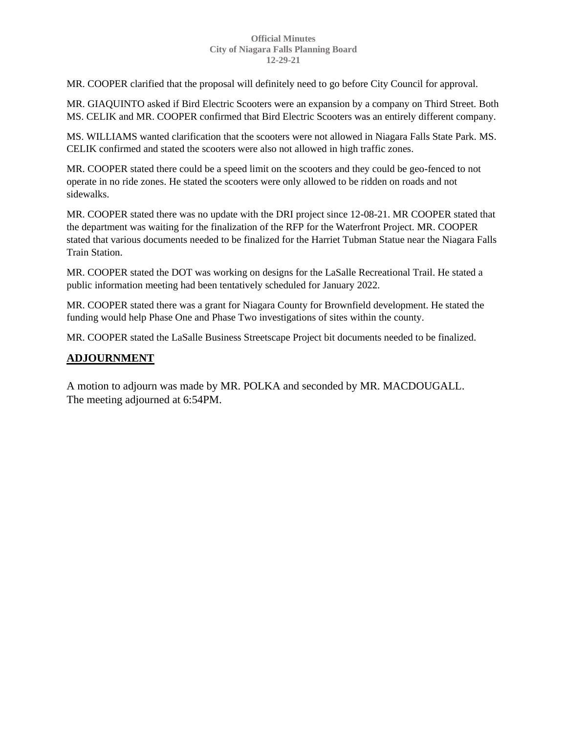MR. COOPER clarified that the proposal will definitely need to go before City Council for approval.

MR. GIAQUINTO asked if Bird Electric Scooters were an expansion by a company on Third Street. Both MS. CELIK and MR. COOPER confirmed that Bird Electric Scooters was an entirely different company.

MS. WILLIAMS wanted clarification that the scooters were not allowed in Niagara Falls State Park. MS. CELIK confirmed and stated the scooters were also not allowed in high traffic zones.

MR. COOPER stated there could be a speed limit on the scooters and they could be geo-fenced to not operate in no ride zones. He stated the scooters were only allowed to be ridden on roads and not sidewalks.

MR. COOPER stated there was no update with the DRI project since 12-08-21. MR COOPER stated that the department was waiting for the finalization of the RFP for the Waterfront Project. MR. COOPER stated that various documents needed to be finalized for the Harriet Tubman Statue near the Niagara Falls Train Station.

MR. COOPER stated the DOT was working on designs for the LaSalle Recreational Trail. He stated a public information meeting had been tentatively scheduled for January 2022.

MR. COOPER stated there was a grant for Niagara County for Brownfield development. He stated the funding would help Phase One and Phase Two investigations of sites within the county.

MR. COOPER stated the LaSalle Business Streetscape Project bit documents needed to be finalized.

## ADJOURNMENT

A motion to adjourn was made by MR. POLKA and seconded by MR. MACDOUGALL.
The meeting adjourned at 6:54PM.